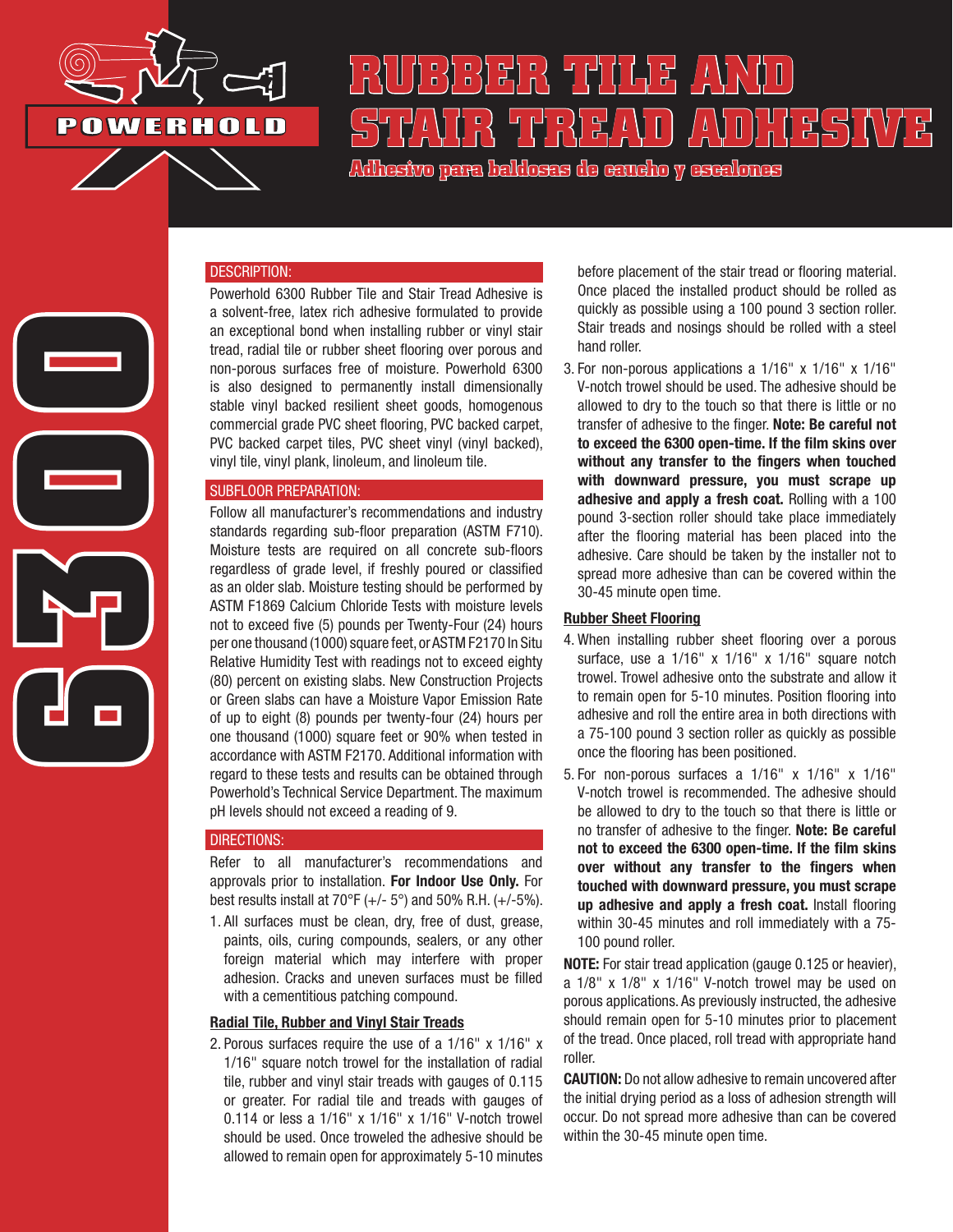POWERHOLD

# RUBBER TILE AND STAIR TREAD ADHESIVE

**Adhesivo para baldosas de caucho y escalones**

6300

## DESCRIPTION:

Powerhold 6300 Rubber Tile and Stair Tread Adhesive is a solvent-free, latex rich adhesive formulated to provide an exceptional bond when installing rubber or vinyl stair tread, radial tile or rubber sheet flooring over porous and non-porous surfaces free of moisture. Powerhold 6300 is also designed to permanently install dimensionally stable vinyl backed resilient sheet goods, homogenous commercial grade PVC sheet flooring, PVC backed carpet, PVC backed carpet tiles, PVC sheet vinyl (vinyl backed), vinyl tile, vinyl plank, linoleum, and linoleum tile.

## SUBFLOOR PREPARATION:

Follow all manufacturer's recommendations and industry standards regarding sub-floor preparation (ASTM F710). Moisture tests are required on all concrete sub-floors regardless of grade level, if freshly poured or classified as an older slab. Moisture testing should be performed by ASTM F1869 Calcium Chloride Tests with moisture levels not to exceed five (5) pounds per Twenty-Four (24) hours per one thousand (1000) square feet, or ASTM F2170 In Situ Relative Humidity Test with readings not to exceed eighty (80) percent on existing slabs. New Construction Projects or Green slabs can have a Moisture Vapor Emission Rate of up to eight (8) pounds per twenty-four (24) hours per one thousand (1000) square feet or 90% when tested in accordance with ASTM F2170. Additional information with regard to these tests and results can be obtained through Powerhold's Technical Service Department. The maximum pH levels should not exceed a reading of 9.

## DIRECTIONS:

Refer to all manufacturer's recommendations and approvals prior to installation. **For Indoor Use Only.** For best results install at 70°F (+/- 5°) and 50% R.H. (+/-5%).

1. All surfaces must be clean, dry, free of dust, grease, paints, oils, curing compounds, sealers, or any other foreign material which may interfere with proper adhesion. Cracks and uneven surfaces must be filled with a cementitious patching compound.

**Radial Tile, Rubber and Vinyl Stair Treads**

2. Porous surfaces require the use of a 1/16" x 1/16" x 1/16" square notch trowel for the installation of radial tile, rubber and vinyl stair treads with gauges of 0.115 or greater. For radial tile and treads with gauges of 0.114 or less a 1/16" x 1/16" x 1/16" V-notch trowel should be used. Once troweled the adhesive should be allowed to remain open for approximately 5-10 minutes before placement of the stair tread or flooring material. Once placed the installed product should be rolled as quickly as possible using a 100 pound 3 section roller. Stair treads and nosings should be rolled with a steel hand roller.
3. For non-porous applications a 1/16" x 1/16" x 1/16" V-notch trowel should be used. The adhesive should be allowed to dry to the touch so that there is little or no transfer of adhesive to the finger. **Note: Be careful not to exceed the 6300 open-time. If the film skins over without any transfer to the fingers when touched with downward pressure, you must scrape up adhesive and apply a fresh coat.** Rolling with a 100 pound 3-section roller should take place immediately after the flooring material has been placed into the adhesive. Care should be taken by the installer not to spread more adhesive than can be covered within the 30-45 minute open time.

**Rubber Sheet Flooring**

4. When installing rubber sheet flooring over a porous surface, use a 1/16" x 1/16" x 1/16" square notch trowel. Trowel adhesive onto the substrate and allow it to remain open for 5-10 minutes. Position flooring into adhesive and roll the entire area in both directions with a 75-100 pound 3 section roller as quickly as possible once the flooring has been positioned.
5. For non-porous surfaces a 1/16" x 1/16" x 1/16" V-notch trowel is recommended. The adhesive should be allowed to dry to the touch so that there is little or no transfer of adhesive to the finger. **Note: Be careful not to exceed the 6300 open-time. If the film skins over without any transfer to the fingers when touched with downward pressure, you must scrape up adhesive and apply a fresh coat.** Install flooring within 30-45 minutes and roll immediately with a 75-100 pound roller.

**NOTE:** For stair tread application (gauge 0.125 or heavier), a 1/8" x 1/8" x 1/16" V-notch trowel may be used on porous applications. As previously instructed, the adhesive should remain open for 5-10 minutes prior to placement of the tread. Once placed, roll tread with appropriate hand roller.

**CAUTION:** Do not allow adhesive to remain uncovered after the initial drying period as a loss of adhesion strength will occur. Do not spread more adhesive than can be covered within the 30-45 minute open time.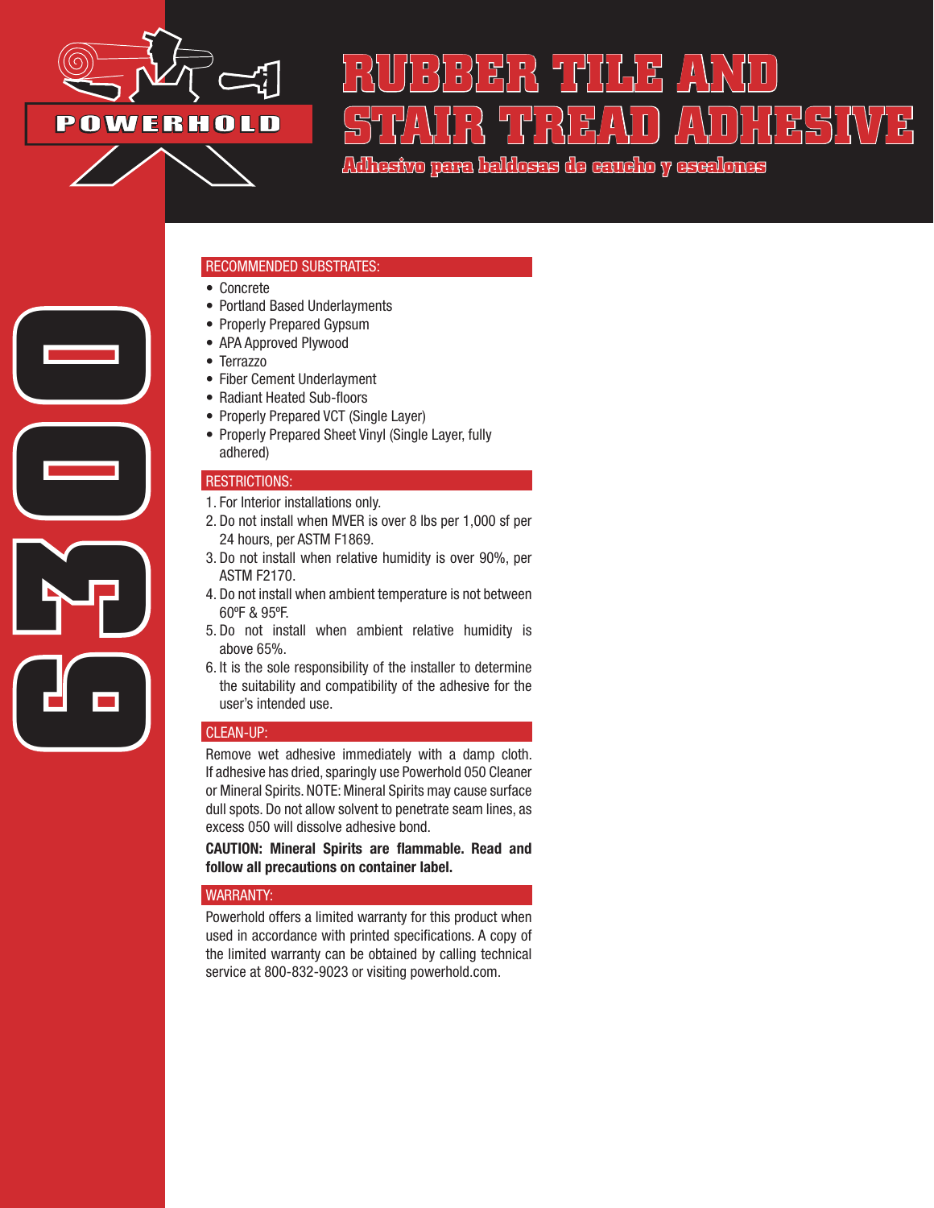POWERHOLD

# RUBBER TILE AND STAIR TREAD ADHESIVE

## Adhesivo para baldosas de caucho y escalones

6300

### RECOMMENDED SUBSTRATES:

- Concrete
- Portland Based Underlayments
- Properly Prepared Gypsum
- APA Approved Plywood
- Terrazzo
- Fiber Cement Underlayment
- Radiant Heated Sub-floors
- Properly Prepared VCT (Single Layer)
- Properly Prepared Sheet Vinyl (Single Layer, fully adhered)

### RESTRICTIONS:

1. For Interior installations only.
2. Do not install when MVER is over 8 lbs per 1,000 sf per 24 hours, per ASTM F1869.
3. Do not install when relative humidity is over 90%, per ASTM F2170.
4. Do not install when ambient temperature is not between 60ºF & 95ºF.
5. Do not install when ambient relative humidity is above 65%.
6. It is the sole responsibility of the installer to determine the suitability and compatibility of the adhesive for the user's intended use.

### CLEAN-UP:

Remove wet adhesive immediately with a damp cloth. If adhesive has dried, sparingly use Powerhold 050 Cleaner or Mineral Spirits. NOTE: Mineral Spirits may cause surface dull spots. Do not allow solvent to penetrate seam lines, as excess 050 will dissolve adhesive bond.

**CAUTION: Mineral Spirits are flammable. Read and follow all precautions on container label.**

### WARRANTY:

Powerhold offers a limited warranty for this product when used in accordance with printed specifications. A copy of the limited warranty can be obtained by calling technical service at 800-832-9023 or visiting powerhold.com.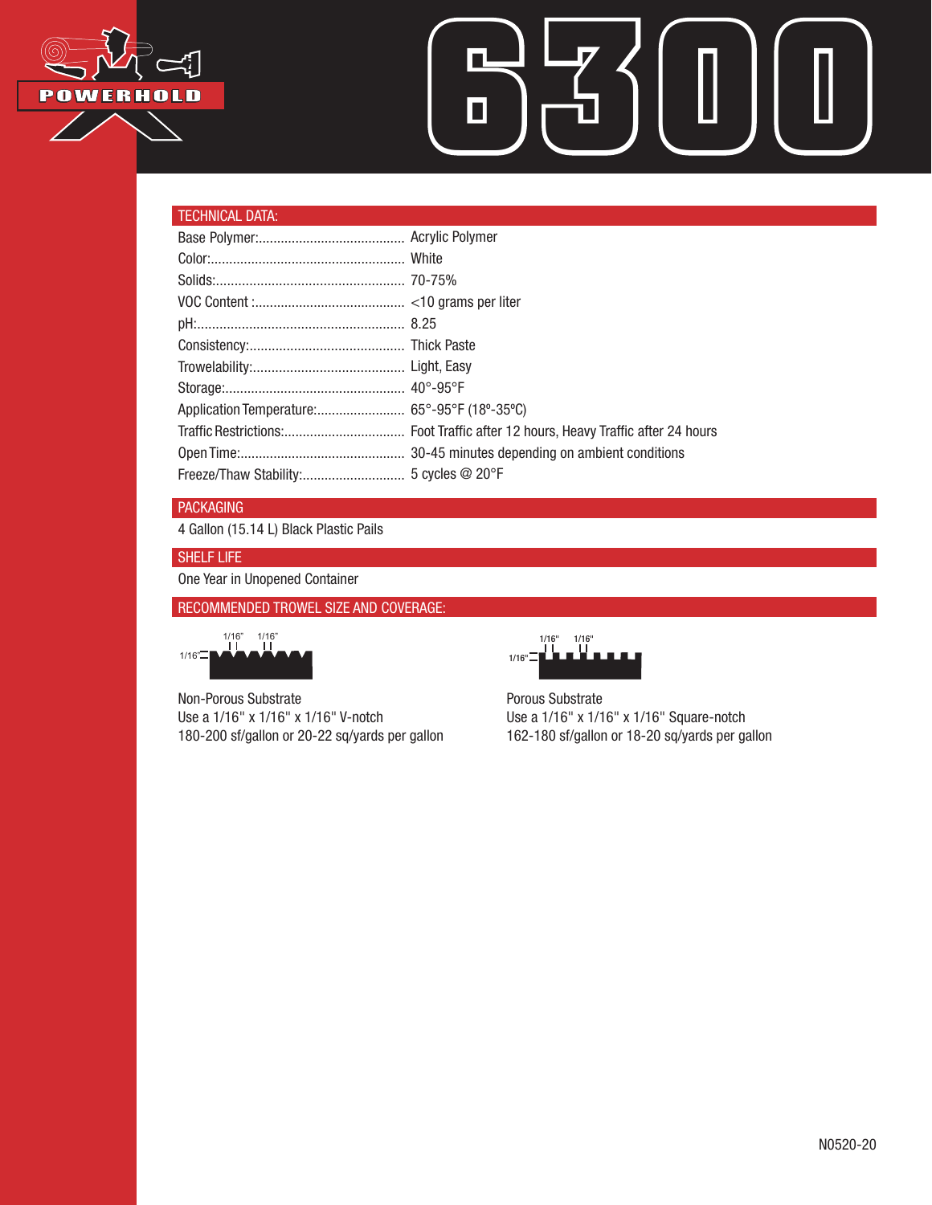# 6300

## TECHNICAL DATA:

| | |
|---|---|
| Base Polymer: | Acrylic Polymer |
| Color: | White |
| Solids: | 70-75% |
| VOC Content : | <10 grams per liter |
| pH: | 8.25 |
| Consistency: | Thick Paste |
| Trowelability: | Light, Easy |
| Storage: | 40°-95°F |
| Application Temperature: | 65°-95°F (18º-35ºC) |
| Traffic Restrictions: | Foot Traffic after 12 hours, Heavy Traffic after 24 hours |
| Open Time: | 30-45 minutes depending on ambient conditions |
| Freeze/Thaw Stability: | 5 cycles @ 20°F |

## PACKAGING

4 Gallon (15.14 L) Black Plastic Pails

## SHELF LIFE

One Year in Unopened Container

## RECOMMENDED TROWEL SIZE AND COVERAGE:

1/16" 1/16" 1/16"

Non-Porous Substrate
Use a 1/16" x 1/16" x 1/16" V-notch
180-200 sf/gallon or 20-22 sq/yards per gallon

1/16" 1/16" 1/16"

Porous Substrate
Use a 1/16" x 1/16" x 1/16" Square-notch
162-180 sf/gallon or 18-20 sq/yards per gallon

N0520-20